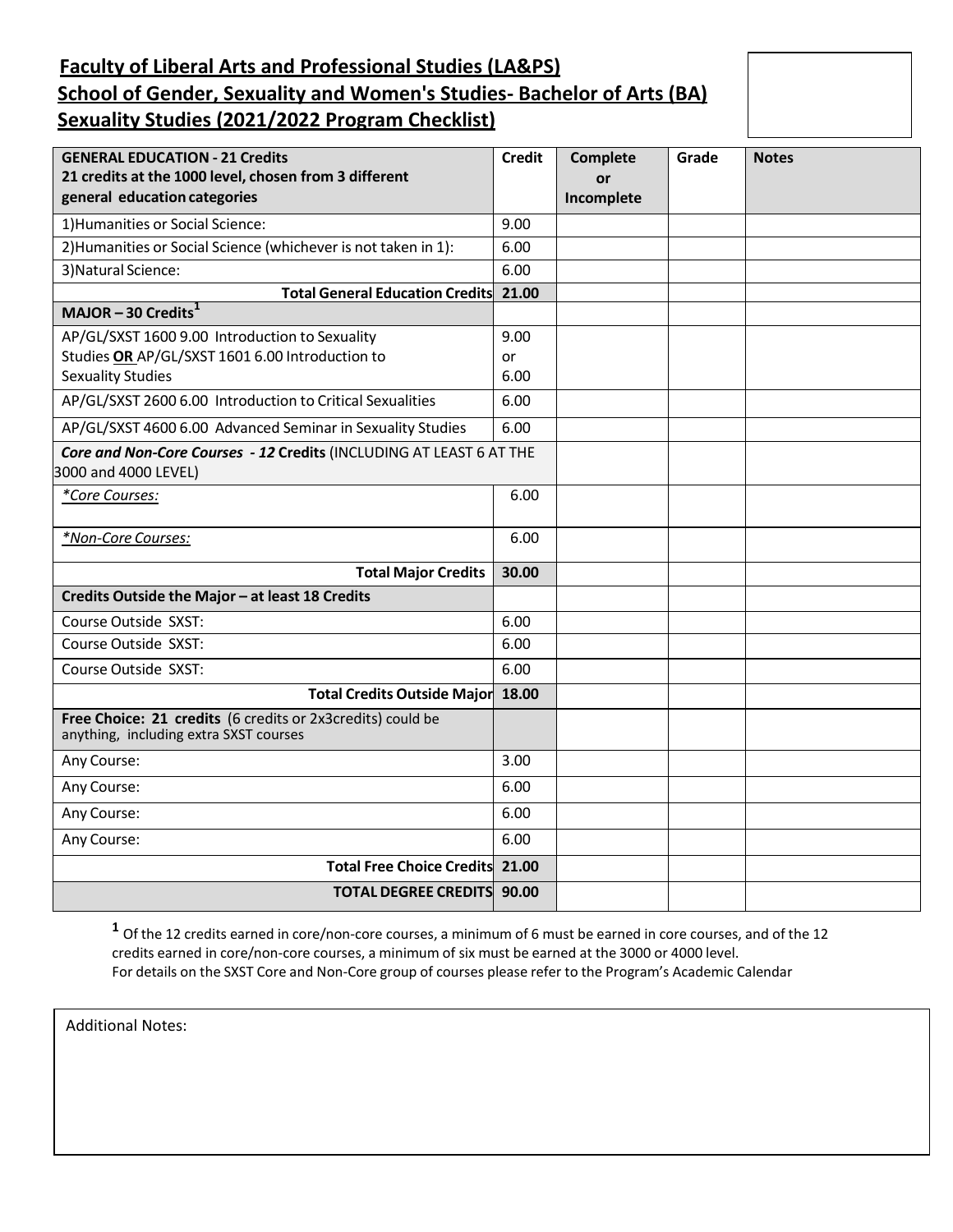# Faculty of Liberal Arts and Professional Studies (LA&PS)
## School of Gender, Sexuality and Women's Studies- Bachelor of Arts (BA)
## Sexuality Studies (2021/2022 Program Checklist)

| GENERAL EDUCATION - 21 Credits<br>21 credits at the 1000 level, chosen from 3 different general education categories | Credit | Complete or Incomplete | Grade | Notes |
|---|---|---|---|---|
| 1)Humanities or Social Science: | 9.00 | | | |
| 2)Humanities or Social Science (whichever is not taken in 1): | 6.00 | | | |
| 3)Natural Science: | 6.00 | | | |
| **Total General Education Credits** | **21.00** | | | |
| **MAJOR – 30 Credits[1]** | | | | |
| AP/GL/SXST 1600 9.00 Introduction to Sexuality Studies **OR** AP/GL/SXST 1601 6.00 Introduction to Sexuality Studies | 9.00 or 6.00 | | | |
| AP/GL/SXST 2600 6.00 Introduction to Critical Sexualities | 6.00 | | | |
| AP/GL/SXST 4600 6.00 Advanced Seminar in Sexuality Studies | 6.00 | | | |
| ***Core and Non-Core Courses - 12* Credits** (INCLUDING AT LEAST 6 AT THE 3000 and 4000 LEVEL) | | | | |
| *\*Core Courses:* | 6.00 | | | |
| *\*Non-Core Courses:* | 6.00 | | | |
| **Total Major Credits** | **30.00** | | | |
| **Credits Outside the Major – at least 18 Credits** | | | | |
| Course Outside SXST: | 6.00 | | | |
| Course Outside SXST: | 6.00 | | | |
| Course Outside SXST: | 6.00 | | | |
| **Total Credits Outside Major** | **18.00** | | | |
| **Free Choice: 21 credits** (6 credits or 2x3credits) could be anything, including extra SXST courses | | | | |
| Any Course: | 3.00 | | | |
| Any Course: | 6.00 | | | |
| Any Course: | 6.00 | | | |
| Any Course: | 6.00 | | | |
| **Total Free Choice Credits** | **21.00** | | | |
| **TOTAL DEGREE CREDITS** | **90.00** | | | |

[1] Of the 12 credits earned in core/non-core courses, a minimum of 6 must be earned in core courses, and of the 12 credits earned in core/non-core courses, a minimum of six must be earned at the 3000 or 4000 level.
For details on the SXST Core and Non-Core group of courses please refer to the Program's Academic Calendar

Additional Notes: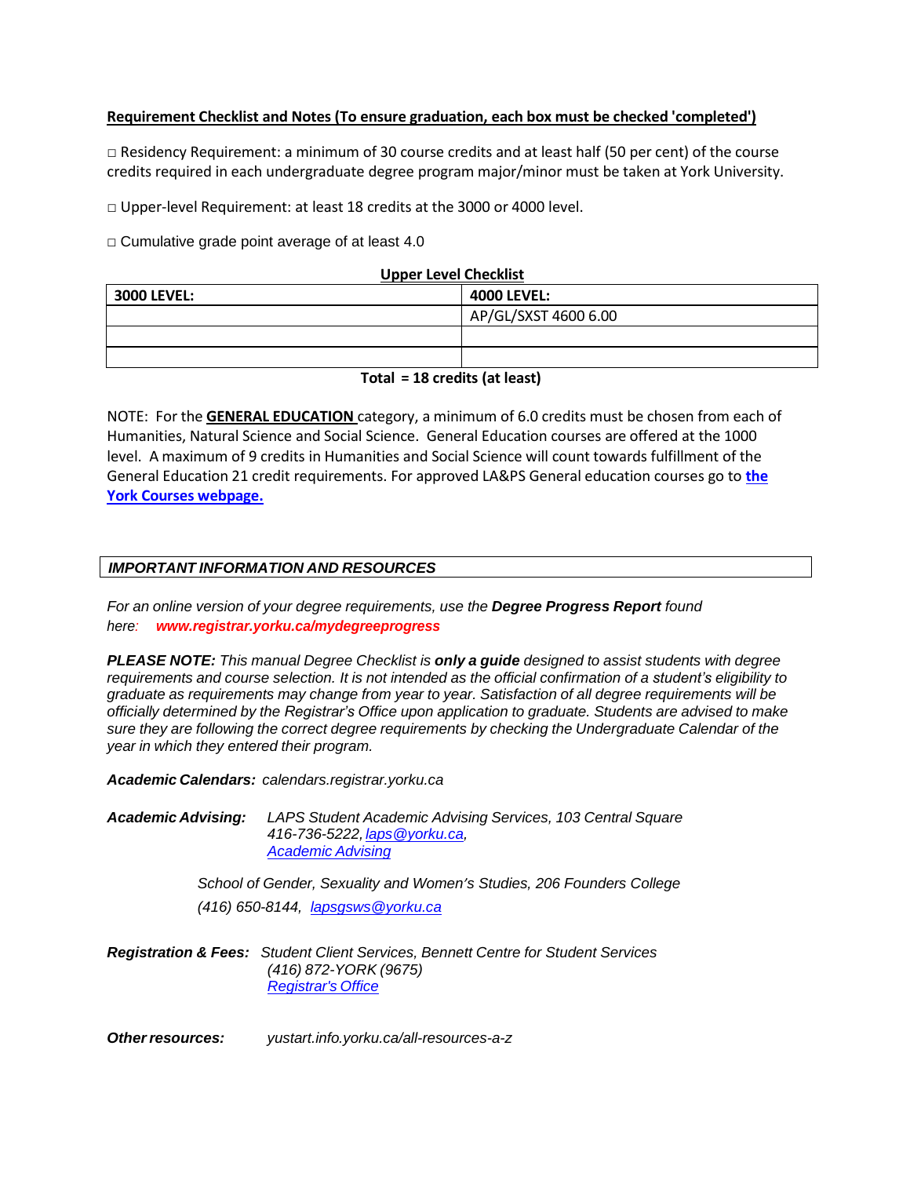**Requirement Checklist and Notes (To ensure graduation, each box must be checked 'completed')**

□ Residency Requirement: a minimum of 30 course credits and at least half (50 per cent) of the course credits required in each undergraduate degree program major/minor must be taken at York University.

□ Upper-level Requirement: at least 18 credits at the 3000 or 4000 level.

□ Cumulative grade point average of at least 4.0

**Upper Level Checklist**

| 3000 LEVEL: | 4000 LEVEL: |
|---|---|
| | AP/GL/SXST 4600 6.00 |
| | |
| | |

**Total = 18 credits (at least)**

NOTE: For the **GENERAL EDUCATION** category, a minimum of 6.0 credits must be chosen from each of Humanities, Natural Science and Social Science. General Education courses are offered at the 1000 level. A maximum of 9 credits in Humanities and Social Science will count towards fulfillment of the General Education 21 credit requirements. For approved LA&PS General education courses go to **the York Courses webpage.**

***IMPORTANT INFORMATION AND RESOURCES***

*For an online version of your degree requirements, use the **Degree Progress Report** found here:* ***www.registrar.yorku.ca/mydegreeprogress***

***PLEASE NOTE:** This manual Degree Checklist is **only a guide** designed to assist students with degree requirements and course selection. It is not intended as the official confirmation of a student's eligibility to graduate as requirements may change from year to year. Satisfaction of all degree requirements will be officially determined by the Registrar's Office upon application to graduate. Students are advised to make sure they are following the correct degree requirements by checking the Undergraduate Calendar of the year in which they entered their program.*

***Academic Calendars:*** *calendars.registrar.yorku.ca*

***Academic Advising:*** *LAPS Student Academic Advising Services, 103 Central Square*
*416-736-5222, laps@yorku.ca,*
*Academic Advising*

*School of Gender, Sexuality and Women's Studies, 206 Founders College*
*(416) 650-8144, lapsgsws@yorku.ca*

***Registration & Fees:*** *Student Client Services, Bennett Centre for Student Services*
*(416) 872-YORK (9675)*
*Registrar's Office*

***Other resources:*** *yustart.info.yorku.ca/all-resources-a-z*